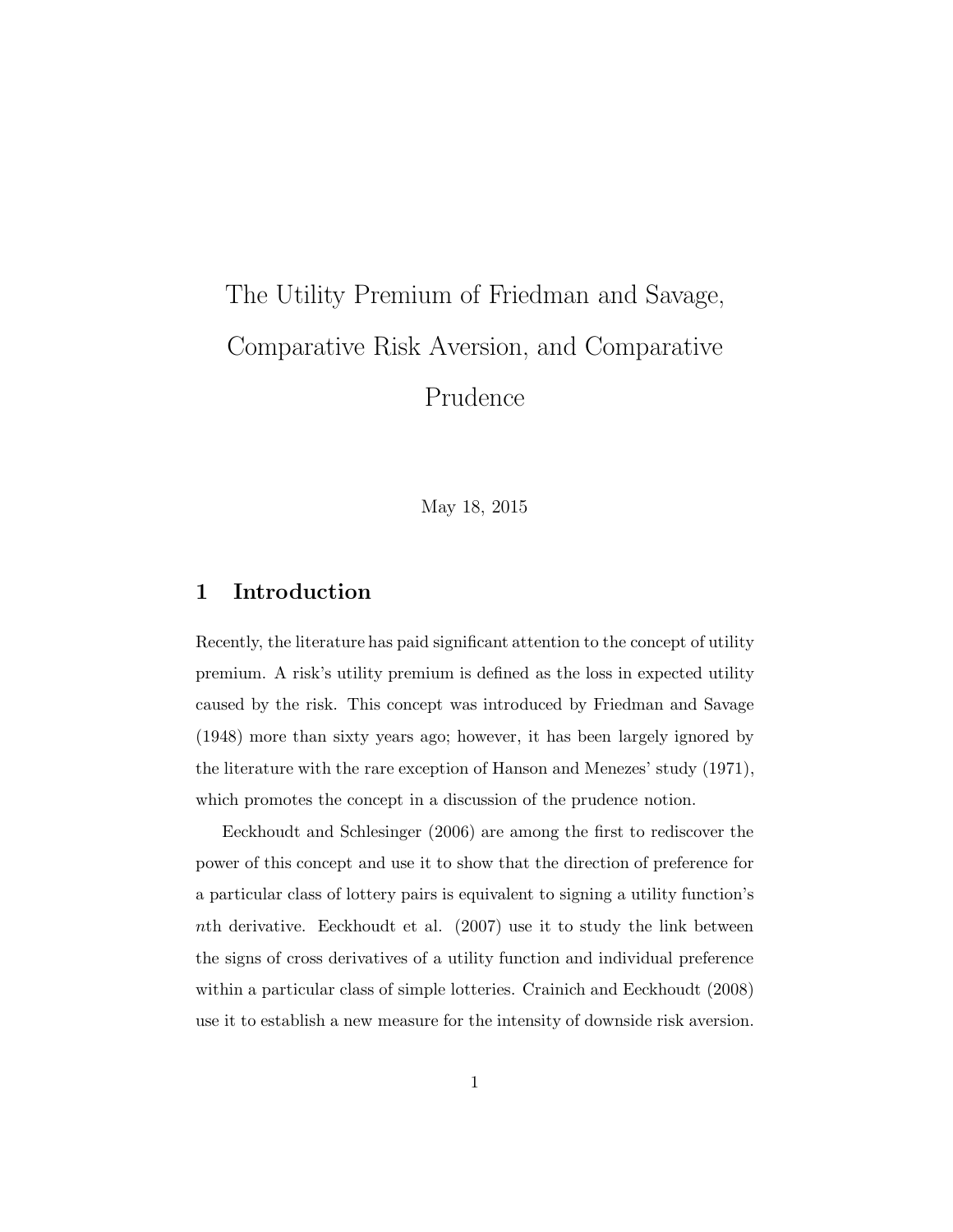# The Utility Premium of Friedman and Savage, Comparative Risk Aversion, and Comparative Prudence

May 18, 2015

## 1 Introduction

Recently, the literature has paid significant attention to the concept of utility premium. A risk's utility premium is defined as the loss in expected utility caused by the risk. This concept was introduced by Friedman and Savage (1948) more than sixty years ago; however, it has been largely ignored by the literature with the rare exception of Hanson and Menezes' study (1971), which promotes the concept in a discussion of the prudence notion.

Eeckhoudt and Schlesinger (2006) are among the first to rediscover the power of this concept and use it to show that the direction of preference for a particular class of lottery pairs is equivalent to signing a utility function's $n$th derivative. Eeckhoudt et al. (2007) use it to study the link between the signs of cross derivatives of a utility function and individual preference within a particular class of simple lotteries. Crainich and Eeckhoudt (2008) use it to establish a new measure for the intensity of downside risk aversion.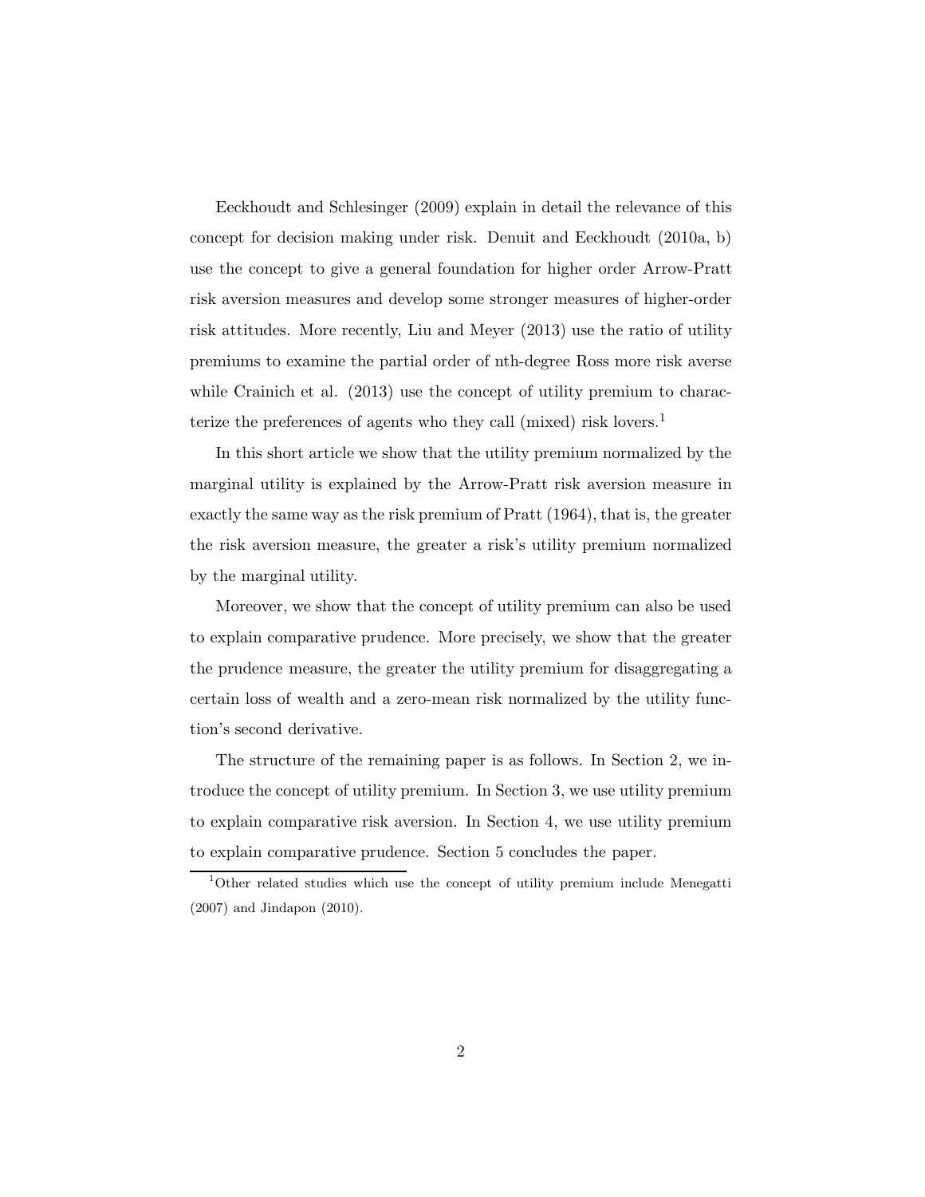Eeckhoudt and Schlesinger (2009) explain in detail the relevance of this concept for decision making under risk. Denuit and Eeckhoudt (2010a, b) use the concept to give a general foundation for higher order Arrow-Pratt risk aversion measures and develop some stronger measures of higher-order risk attitudes. More recently, Liu and Meyer (2013) use the ratio of utility premiums to examine the partial order of nth-degree Ross more risk averse while Crainich et al. (2013) use the concept of utility premium to characterize the preferences of agents who they call (mixed) risk lovers.[1]

In this short article we show that the utility premium normalized by the marginal utility is explained by the Arrow-Pratt risk aversion measure in exactly the same way as the risk premium of Pratt (1964), that is, the greater the risk aversion measure, the greater a risk's utility premium normalized by the marginal utility.

Moreover, we show that the concept of utility premium can also be used to explain comparative prudence. More precisely, we show that the greater the prudence measure, the greater the utility premium for disaggregating a certain loss of wealth and a zero-mean risk normalized by the utility function's second derivative.

The structure of the remaining paper is as follows. In Section 2, we introduce the concept of utility premium. In Section 3, we use utility premium to explain comparative risk aversion. In Section 4, we use utility premium to explain comparative prudence. Section 5 concludes the paper.

[1] Other related studies which use the concept of utility premium include Menegatti (2007) and Jindapon (2010).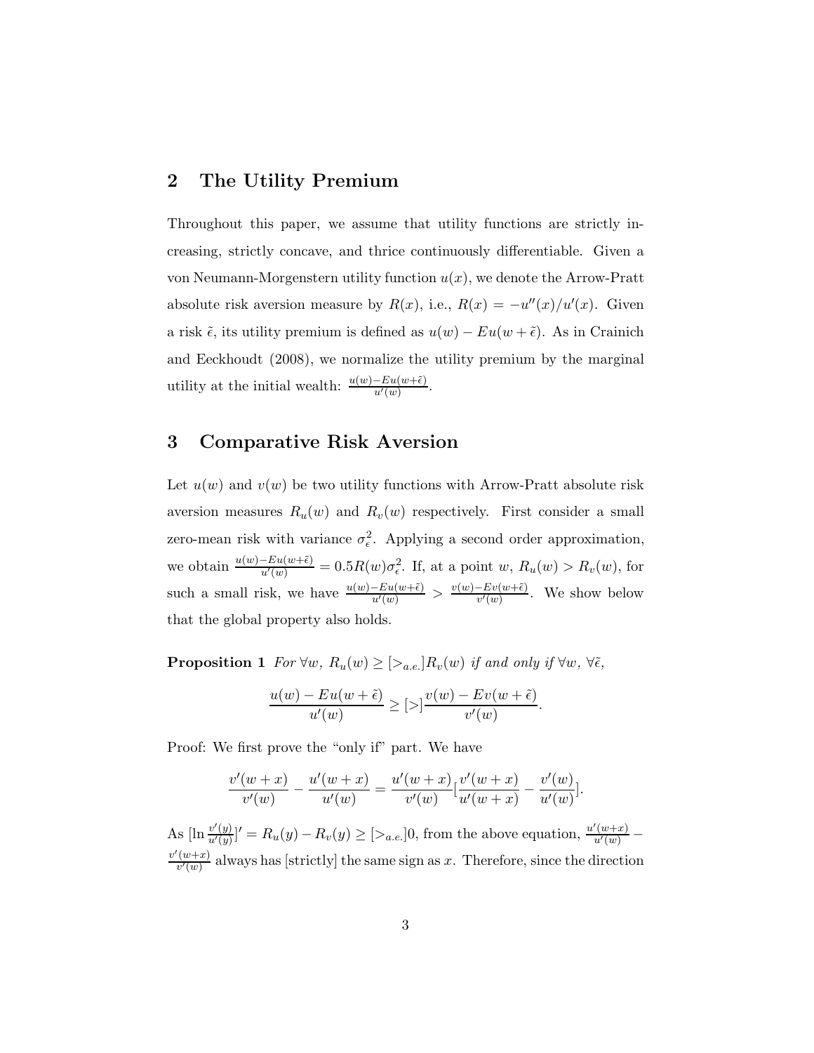## 2 The Utility Premium

Throughout this paper, we assume that utility functions are strictly increasing, strictly concave, and thrice continuously differentiable. Given a von Neumann-Morgenstern utility function $u(x)$, we denote the Arrow-Pratt absolute risk aversion measure by $R(x)$, i.e., $R(x) = -u''(x)/u'(x)$. Given a risk $\tilde{\epsilon}$, its utility premium is defined as $u(w) - Eu(w + \tilde{\epsilon})$. As in Crainich and Eeckhoudt (2008), we normalize the utility premium by the marginal utility at the initial wealth: $\frac{u(w)-Eu(w+\tilde{\epsilon})}{u'(w)}$.

## 3 Comparative Risk Aversion

Let $u(w)$ and $v(w)$ be two utility functions with Arrow-Pratt absolute risk aversion measures $R_u(w)$ and $R_v(w)$ respectively. First consider a small zero-mean risk with variance $\sigma^2_\epsilon$. Applying a second order approximation, we obtain $\frac{u(w)-Eu(w+\tilde{\epsilon})}{u'(w)} = 0.5R(w)\sigma^2_\epsilon$. If, at a point $w$, $R_u(w) > R_v(w)$, for such a small risk, we have $\frac{u(w)-Eu(w+\tilde{\epsilon})}{u'(w)} > \frac{v(w)-Ev(w+\tilde{\epsilon})}{v'(w)}$. We show below that the global property also holds.

**Proposition 1** *For* $\forall w$, $R_u(w) \geq [>_{a.e.}] R_v(w)$ *if and only if* $\forall w$, $\forall \tilde{\epsilon}$,

$$\frac{u(w) - Eu(w + \tilde{\epsilon})}{u'(w)} \geq [>] \frac{v(w) - Ev(w + \tilde{\epsilon})}{v'(w)}.$$

Proof: We first prove the "only if" part. We have

$$\frac{v'(w+x)}{v'(w)} - \frac{u'(w+x)}{u'(w)} = \frac{u'(w+x)}{v'(w)}[\frac{v'(w+x)}{u'(w+x)} - \frac{v'(w)}{u'(w)}].$$

As $[\ln \frac{v'(y)}{u'(y)}]' = R_u(y) - R_v(y) \geq [>_{a.e.}] 0$, from the above equation, $\frac{u'(w+x)}{u'(w)} - \frac{v'(w+x)}{v'(w)}$ always has [strictly] the same sign as $x$. Therefore, since the direction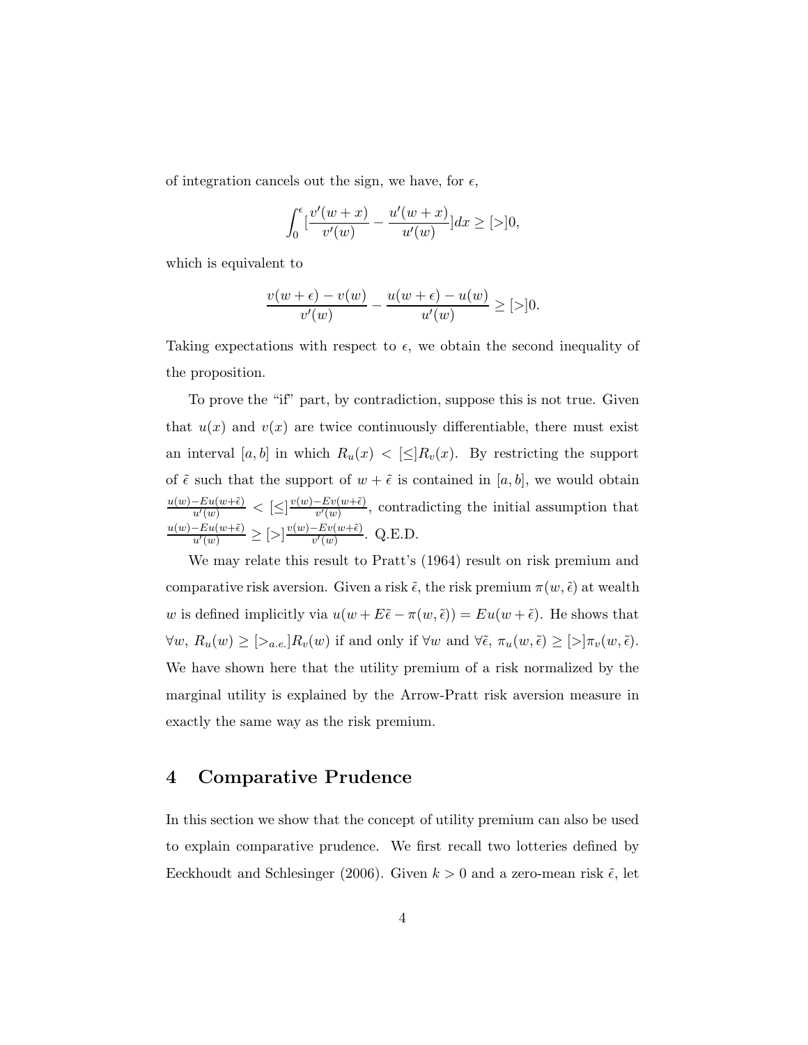of integration cancels out the sign, we have, for $\epsilon$,

$$\int_0^\epsilon [\frac{v'(w+x)}{v'(w)} - \frac{u'(w+x)}{u'(w)}]dx \geq [>]0,$$

which is equivalent to

$$\frac{v(w+\epsilon) - v(w)}{v'(w)} - \frac{u(w+\epsilon) - u(w)}{u'(w)} \geq [>]0.$$

Taking expectations with respect to $\epsilon$, we obtain the second inequality of the proposition.

To prove the "if" part, by contradiction, suppose this is not true. Given that $u(x)$ and $v(x)$ are twice continuously differentiable, there must exist an interval $[a, b]$ in which $R_u(x) < [\leq] R_v(x)$. By restricting the support of $\tilde{\epsilon}$ such that the support of $w + \tilde{\epsilon}$ is contained in $[a, b]$, we would obtain $\frac{u(w) - Eu(w+\tilde{\epsilon})}{u'(w)} < [\leq] \frac{v(w) - Ev(w+\tilde{\epsilon})}{v'(w)}$, contradicting the initial assumption that $\frac{u(w) - Eu(w+\tilde{\epsilon})}{u'(w)} \geq [>] \frac{v(w) - Ev(w+\tilde{\epsilon})}{v'(w)}$. Q.E.D.

We may relate this result to Pratt's (1964) result on risk premium and comparative risk aversion. Given a risk $\tilde{\epsilon}$, the risk premium $\pi(w, \tilde{\epsilon})$ at wealth $w$ is defined implicitly via $u(w + E\tilde{\epsilon} - \pi(w, \tilde{\epsilon})) = Eu(w + \tilde{\epsilon})$. He shows that $\forall w$, $R_u(w) \geq [>_{a.e.}] R_v(w)$ if and only if $\forall w$ and $\forall \tilde{\epsilon}$, $\pi_u(w, \tilde{\epsilon}) \geq [>] \pi_v(w, \tilde{\epsilon})$. We have shown here that the utility premium of a risk normalized by the marginal utility is explained by the Arrow-Pratt risk aversion measure in exactly the same way as the risk premium.

## 4 Comparative Prudence

In this section we show that the concept of utility premium can also be used to explain comparative prudence. We first recall two lotteries defined by Eeckhoudt and Schlesinger (2006). Given $k > 0$ and a zero-mean risk $\tilde{\epsilon}$, let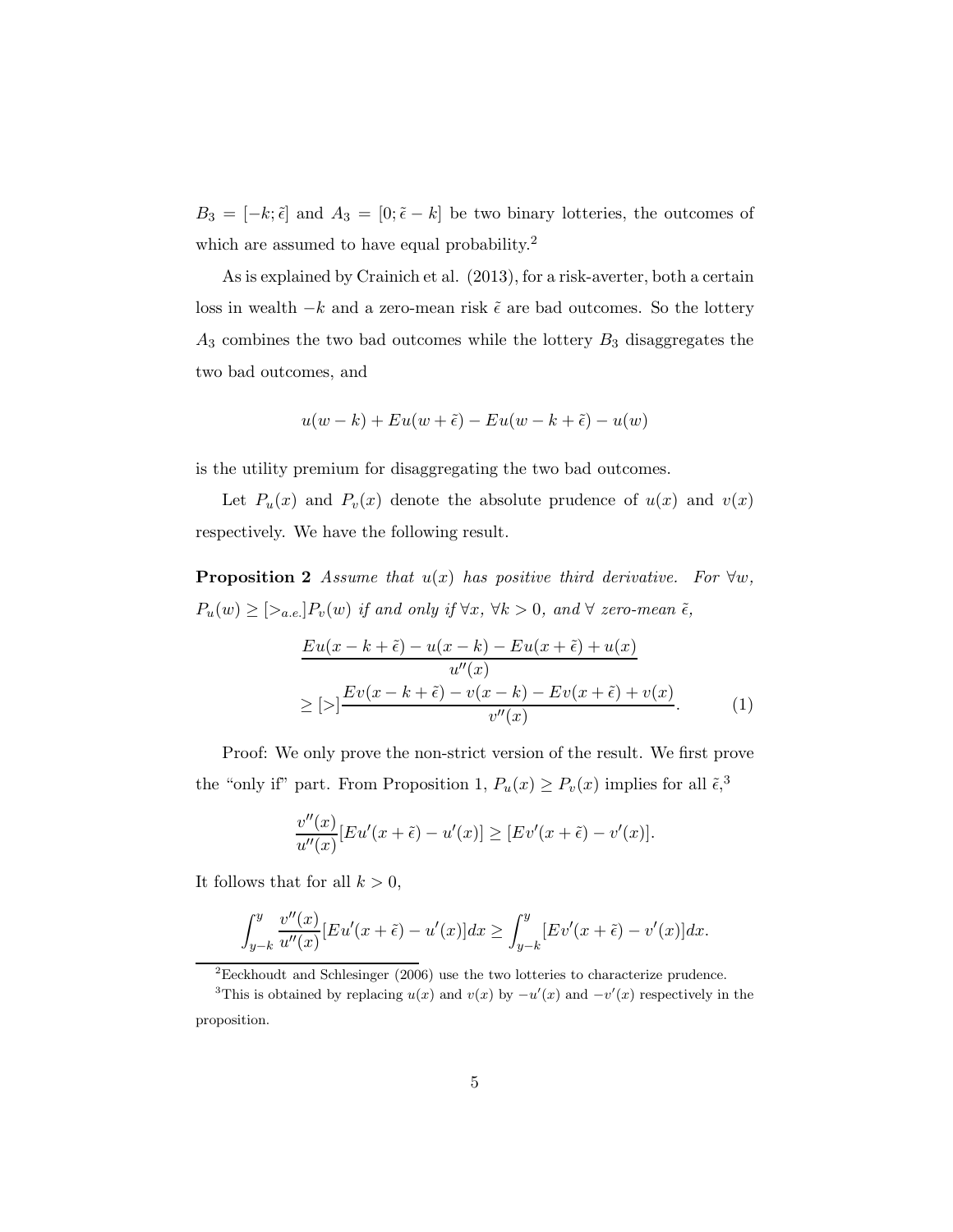$B_3 = [-k; \tilde{\epsilon}]$ and $A_3 = [0; \tilde{\epsilon} - k]$ be two binary lotteries, the outcomes of which are assumed to have equal probability.[2]

As is explained by Crainich et al. (2013), for a risk-averter, both a certain loss in wealth $-k$ and a zero-mean risk $\tilde{\epsilon}$ are bad outcomes. So the lottery $A_3$ combines the two bad outcomes while the lottery $B_3$ disaggregates the two bad outcomes, and

$$u(w-k) + Eu(w+\tilde{\epsilon}) - Eu(w-k+\tilde{\epsilon}) - u(w)$$

is the utility premium for disaggregating the two bad outcomes.

Let $P_u(x)$ and $P_v(x)$ denote the absolute prudence of $u(x)$ and $v(x)$ respectively. We have the following result.

**Proposition 2** *Assume that $u(x)$ has positive third derivative. For $\forall w$, $P_u(w) \geq [>_{a.e.}] P_v(w)$ if and only if $\forall x$, $\forall k > 0$, and $\forall$ zero-mean $\tilde{\epsilon}$,*

$$\begin{aligned}
&\frac{Eu(x-k+\tilde{\epsilon}) - u(x-k) - Eu(x+\tilde{\epsilon}) + u(x)}{u''(x)} \\
&\geq [>] \frac{Ev(x-k+\tilde{\epsilon}) - v(x-k) - Ev(x+\tilde{\epsilon}) + v(x)}{v''(x)}. \qquad (1)
\end{aligned}$$

Proof: We only prove the non-strict version of the result. We first prove the "only if" part. From Proposition 1, $P_u(x) \geq P_v(x)$ implies for all $\tilde{\epsilon}$,[3]

$$\frac{v''(x)}{u''(x)}[Eu'(x+\tilde{\epsilon}) - u'(x)] \geq [Ev'(x+\tilde{\epsilon}) - v'(x)].$$

It follows that for all $k > 0$,

$$\int_{y-k}^{y} \frac{v''(x)}{u''(x)}[Eu'(x+\tilde{\epsilon}) - u'(x)]dx \geq \int_{y-k}^{y} [Ev'(x+\tilde{\epsilon}) - v'(x)]dx.$$

[2] Eeckhoudt and Schlesinger (2006) use the two lotteries to characterize prudence.

[3] This is obtained by replacing $u(x)$ and $v(x)$ by $-u'(x)$ and $-v'(x)$ respectively in the proposition.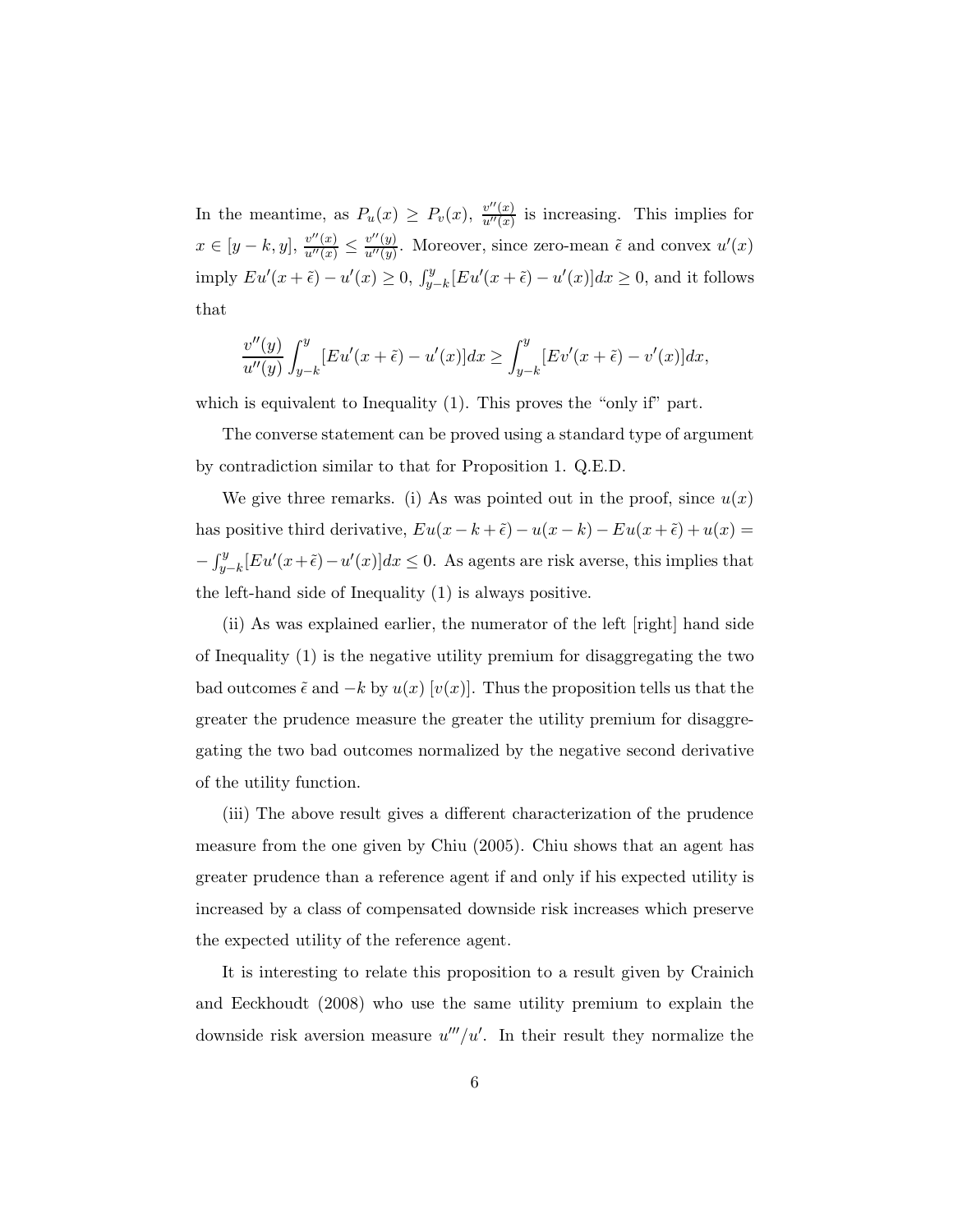In the meantime, as $P_u(x) \geq P_v(x)$, $\frac{v''(x)}{u''(x)}$ is increasing. This implies for $x \in [y-k, y]$, $\frac{v''(x)}{u''(x)} \leq \frac{v''(y)}{u''(y)}$. Moreover, since zero-mean $\tilde{\epsilon}$ and convex $u'(x)$ imply $Eu'(x+\tilde{\epsilon}) - u'(x) \geq 0$, $\int_{y-k}^{y}[Eu'(x+\tilde{\epsilon}) - u'(x)]dx \geq 0$, and it follows that

$$\frac{v''(y)}{u''(y)} \int_{y-k}^{y} [Eu'(x+\tilde{\epsilon}) - u'(x)]dx \geq \int_{y-k}^{y} [Ev'(x+\tilde{\epsilon}) - v'(x)]dx,$$

which is equivalent to Inequality (1). This proves the "only if" part.

The converse statement can be proved using a standard type of argument by contradiction similar to that for Proposition 1. Q.E.D.

We give three remarks. (i) As was pointed out in the proof, since $u(x)$ has positive third derivative, $Eu(x-k+\tilde{\epsilon}) - u(x-k) - Eu(x+\tilde{\epsilon}) + u(x) = -\int_{y-k}^{y}[Eu'(x+\tilde{\epsilon}) - u'(x)]dx \leq 0$. As agents are risk averse, this implies that the left-hand side of Inequality (1) is always positive.

(ii) As was explained earlier, the numerator of the left [right] hand side of Inequality (1) is the negative utility premium for disaggregating the two bad outcomes $\tilde{\epsilon}$ and $-k$ by $u(x)$ [$v(x)$]. Thus the proposition tells us that the greater the prudence measure the greater the utility premium for disaggregating the two bad outcomes normalized by the negative second derivative of the utility function.

(iii) The above result gives a different characterization of the prudence measure from the one given by Chiu (2005). Chiu shows that an agent has greater prudence than a reference agent if and only if his expected utility is increased by a class of compensated downside risk increases which preserve the expected utility of the reference agent.

It is interesting to relate this proposition to a result given by Crainich and Eeckhoudt (2008) who use the same utility premium to explain the downside risk aversion measure $u'''/u'$. In their result they normalize the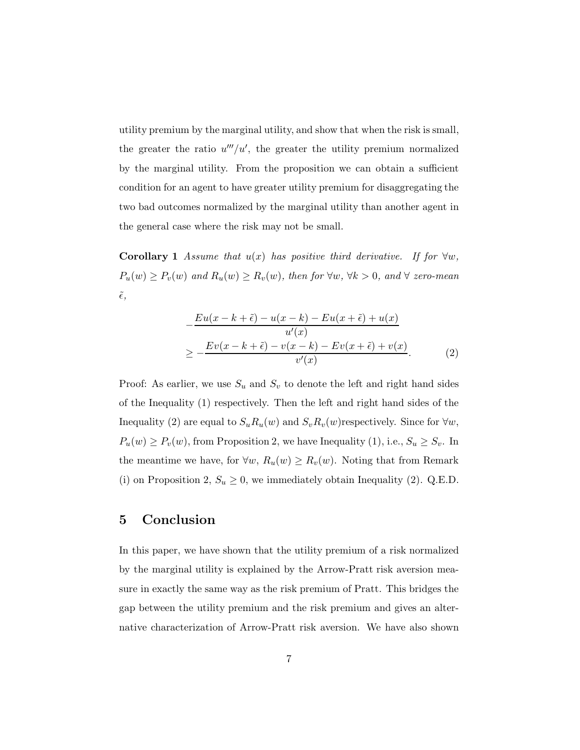utility premium by the marginal utility, and show that when the risk is small, the greater the ratio $u'''/u'$, the greater the utility premium normalized by the marginal utility. From the proposition we can obtain a sufficient condition for an agent to have greater utility premium for disaggregating the two bad outcomes normalized by the marginal utility than another agent in the general case where the risk may not be small.

**Corollary 1** *Assume that $u(x)$ has positive third derivative. If for $\forall w$, $P_u(w) \geq P_v(w)$ and $R_u(w) \geq R_v(w)$, then for $\forall w$, $\forall k > 0$, and $\forall$ zero-mean $\tilde{\epsilon}$,*

$$
\begin{aligned}
& -\frac{Eu(x-k+\tilde{\epsilon}) - u(x-k) - Eu(x+\tilde{\epsilon}) + u(x)}{u'(x)} \\
& \geq -\frac{Ev(x-k+\tilde{\epsilon}) - v(x-k) - Ev(x+\tilde{\epsilon}) + v(x)}{v'(x)}. \qquad (2)
\end{aligned}
$$

Proof: As earlier, we use $S_u$ and $S_v$ to denote the left and right hand sides of the Inequality (1) respectively. Then the left and right hand sides of the Inequality (2) are equal to $S_u R_u(w)$ and $S_v R_v(w)$respectively. Since for $\forall w$, $P_u(w) \geq P_v(w)$, from Proposition 2, we have Inequality (1), i.e., $S_u \geq S_v$. In the meantime we have, for $\forall w$, $R_u(w) \geq R_v(w)$. Noting that from Remark (i) on Proposition 2, $S_u \geq 0$, we immediately obtain Inequality (2). Q.E.D.

## 5 Conclusion

In this paper, we have shown that the utility premium of a risk normalized by the marginal utility is explained by the Arrow-Pratt risk aversion measure in exactly the same way as the risk premium of Pratt. This bridges the gap between the utility premium and the risk premium and gives an alternative characterization of Arrow-Pratt risk aversion. We have also shown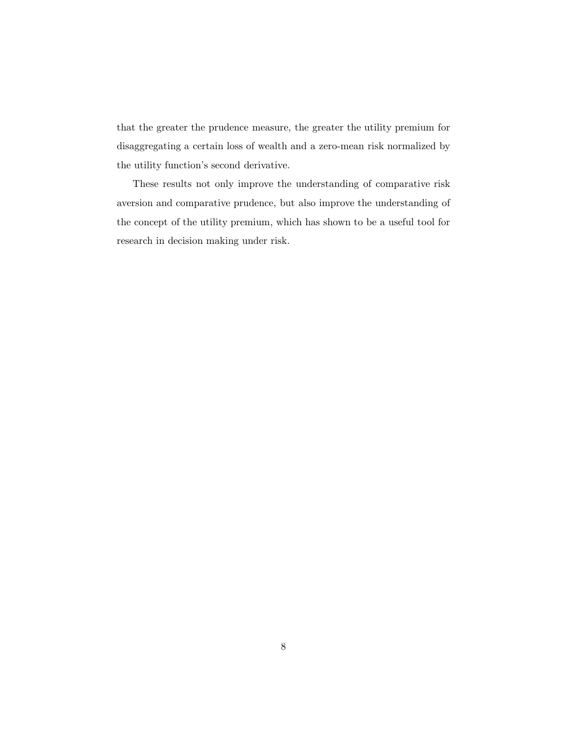that the greater the prudence measure, the greater the utility premium for disaggregating a certain loss of wealth and a zero-mean risk normalized by the utility function's second derivative.

These results not only improve the understanding of comparative risk aversion and comparative prudence, but also improve the understanding of the concept of the utility premium, which has shown to be a useful tool for research in decision making under risk.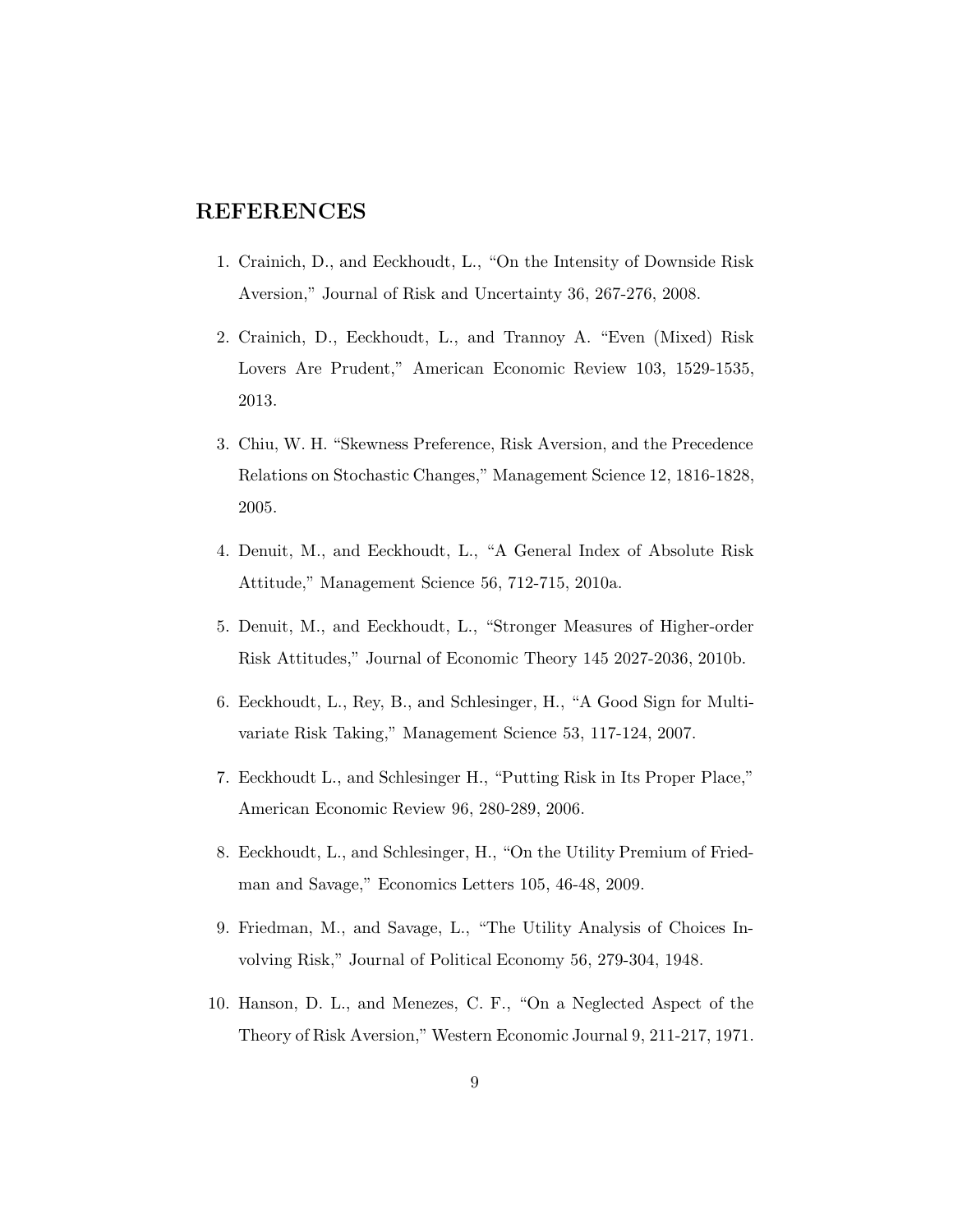## REFERENCES

1. Crainich, D., and Eeckhoudt, L., "On the Intensity of Downside Risk Aversion," Journal of Risk and Uncertainty 36, 267-276, 2008.
2. Crainich, D., Eeckhoudt, L., and Trannoy A. "Even (Mixed) Risk Lovers Are Prudent," American Economic Review 103, 1529-1535, 2013.
3. Chiu, W. H. "Skewness Preference, Risk Aversion, and the Precedence Relations on Stochastic Changes," Management Science 12, 1816-1828, 2005.
4. Denuit, M., and Eeckhoudt, L., "A General Index of Absolute Risk Attitude," Management Science 56, 712-715, 2010a.
5. Denuit, M., and Eeckhoudt, L., "Stronger Measures of Higher-order Risk Attitudes," Journal of Economic Theory 145 2027-2036, 2010b.
6. Eeckhoudt, L., Rey, B., and Schlesinger, H., "A Good Sign for Multivariate Risk Taking," Management Science 53, 117-124, 2007.
7. Eeckhoudt L., and Schlesinger H., "Putting Risk in Its Proper Place," American Economic Review 96, 280-289, 2006.
8. Eeckhoudt, L., and Schlesinger, H., "On the Utility Premium of Friedman and Savage," Economics Letters 105, 46-48, 2009.
9. Friedman, M., and Savage, L., "The Utility Analysis of Choices Involving Risk," Journal of Political Economy 56, 279-304, 1948.
10. Hanson, D. L., and Menezes, C. F., "On a Neglected Aspect of the Theory of Risk Aversion," Western Economic Journal 9, 211-217, 1971.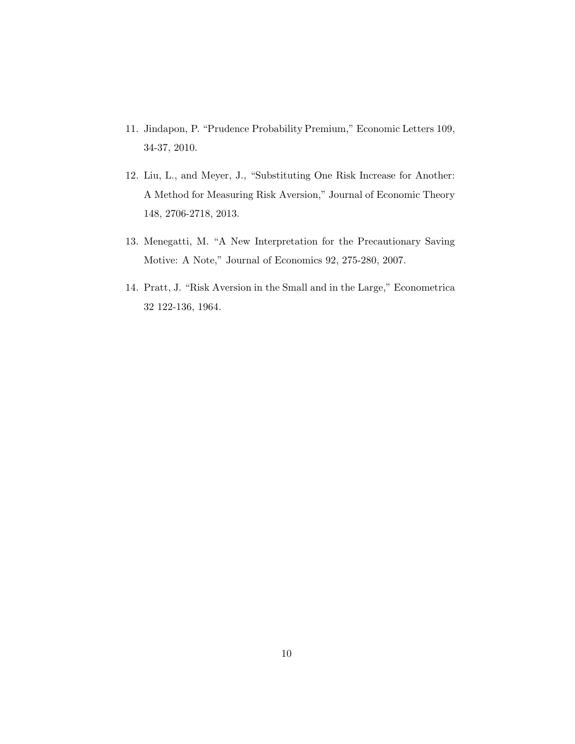11. Jindapon, P. "Prudence Probability Premium," Economic Letters 109, 34-37, 2010.

12. Liu, L., and Meyer, J., "Substituting One Risk Increase for Another: A Method for Measuring Risk Aversion," Journal of Economic Theory 148, 2706-2718, 2013.

13. Menegatti, M. "A New Interpretation for the Precautionary Saving Motive: A Note," Journal of Economics 92, 275-280, 2007.

14. Pratt, J. "Risk Aversion in the Small and in the Large," Econometrica 32 122-136, 1964.